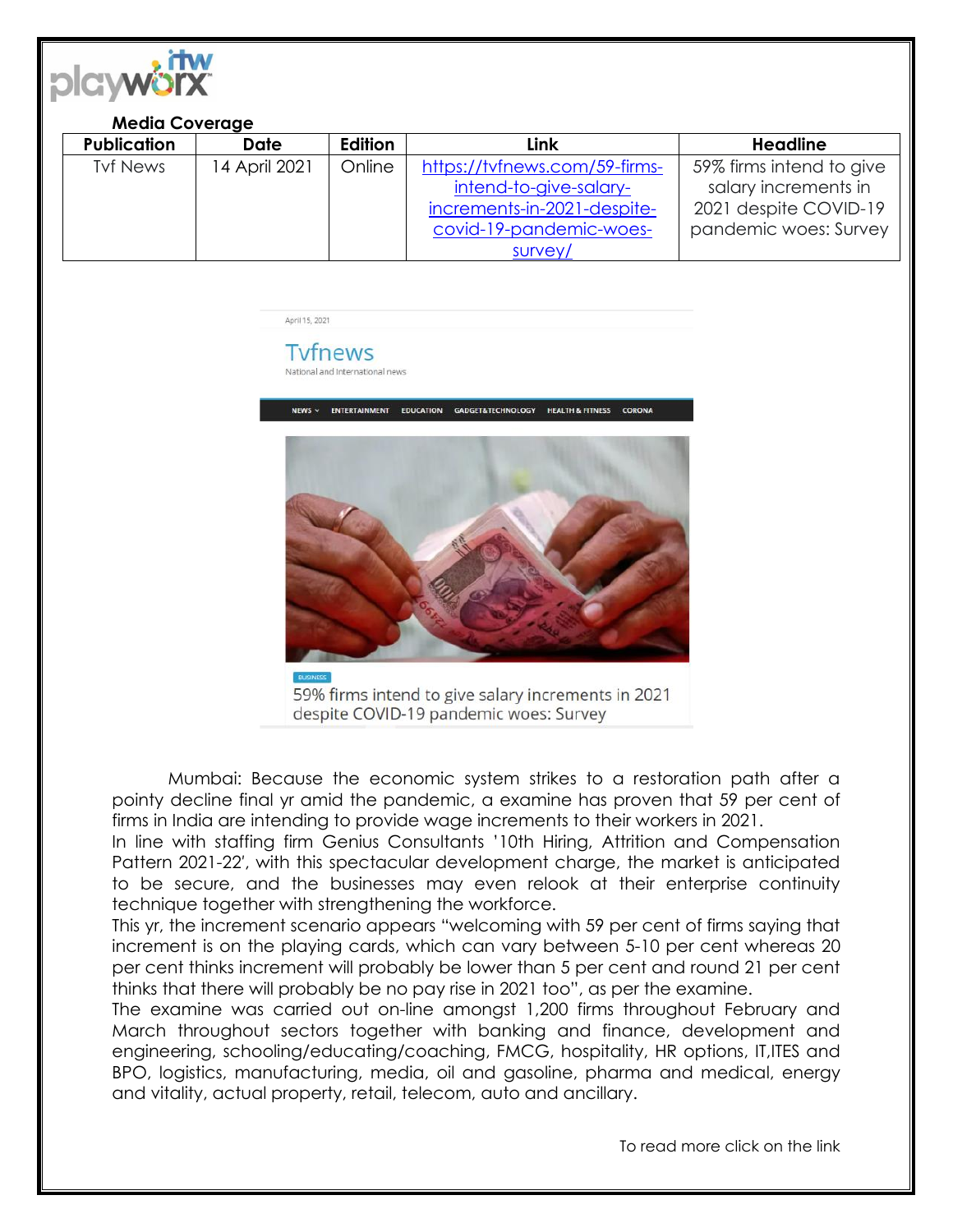**Media Coverage**

| Publication | Date | Edition | Link | Headline |
|---|---|---|---|---|
| Tvf News | 14 April 2021 | Online | https://tvfnews.com/59-firms-intend-to-give-salary-increments-in-2021-despite-covid-19-pandemic-woes-survey/ | 59% firms intend to give salary increments in 2021 despite COVID-19 pandemic woes: Survey |

April 15, 2021

Tvfnews

National and International news

NEWS ENTERTAINMENT EDUCATION GADGET&TECHNOLOGY HEALTH & FITNESS CORONA

BUSINESS

59% firms intend to give salary increments in 2021 despite COVID-19 pandemic woes: Survey

Mumbai: Because the economic system strikes to a restoration path after a pointy decline final yr amid the pandemic, a examine has proven that 59 per cent of firms in India are intending to provide wage increments to their workers in 2021.

In line with staffing firm Genius Consultants '10th Hiring, Attrition and Compensation Pattern 2021-22', with this spectacular development charge, the market is anticipated to be secure, and the businesses may even relook at their enterprise continuity technique together with strengthening the workforce.

This yr, the increment scenario appears "welcoming with 59 per cent of firms saying that increment is on the playing cards, which can vary between 5-10 per cent whereas 20 per cent thinks increment will probably be lower than 5 per cent and round 21 per cent thinks that there will probably be no pay rise in 2021 too", as per the examine.

The examine was carried out on-line amongst 1,200 firms throughout February and March throughout sectors together with banking and finance, development and engineering, schooling/educating/coaching, FMCG, hospitality, HR options, IT,ITES and BPO, logistics, manufacturing, media, oil and gasoline, pharma and medical, energy and vitality, actual property, retail, telecom, auto and ancillary.

To read more click on the link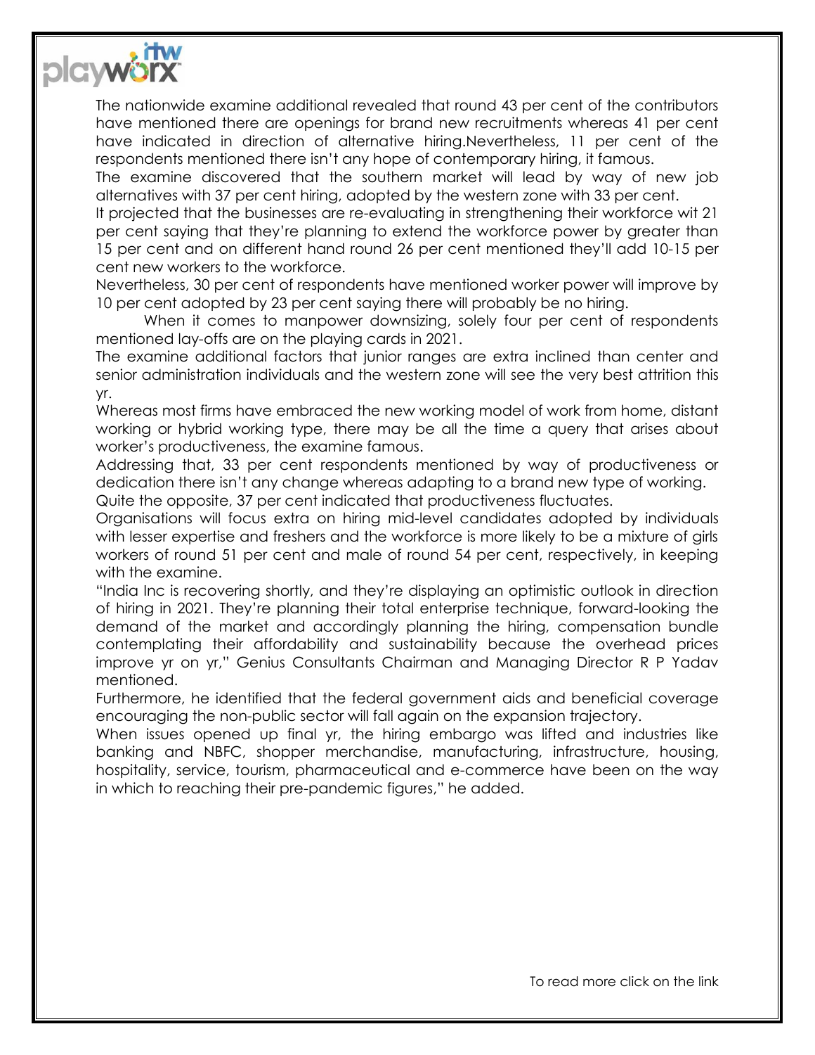The nationwide examine additional revealed that round 43 per cent of the contributors have mentioned there are openings for brand new recruitments whereas 41 per cent have indicated in direction of alternative hiring.Nevertheless, 11 per cent of the respondents mentioned there isn't any hope of contemporary hiring, it famous.

The examine discovered that the southern market will lead by way of new job alternatives with 37 per cent hiring, adopted by the western zone with 33 per cent.

It projected that the businesses are re-evaluating in strengthening their workforce wit 21 per cent saying that they're planning to extend the workforce power by greater than 15 per cent and on different hand round 26 per cent mentioned they'll add 10-15 per cent new workers to the workforce.

Nevertheless, 30 per cent of respondents have mentioned worker power will improve by 10 per cent adopted by 23 per cent saying there will probably be no hiring.

When it comes to manpower downsizing, solely four per cent of respondents mentioned lay-offs are on the playing cards in 2021.

The examine additional factors that junior ranges are extra inclined than center and senior administration individuals and the western zone will see the very best attrition this yr.

Whereas most firms have embraced the new working model of work from home, distant working or hybrid working type, there may be all the time a query that arises about worker's productiveness, the examine famous.

Addressing that, 33 per cent respondents mentioned by way of productiveness or dedication there isn't any change whereas adapting to a brand new type of working.

Quite the opposite, 37 per cent indicated that productiveness fluctuates.

Organisations will focus extra on hiring mid-level candidates adopted by individuals with lesser expertise and freshers and the workforce is more likely to be a mixture of girls workers of round 51 per cent and male of round 54 per cent, respectively, in keeping with the examine.

"India Inc is recovering shortly, and they're displaying an optimistic outlook in direction of hiring in 2021. They're planning their total enterprise technique, forward-looking the demand of the market and accordingly planning the hiring, compensation bundle contemplating their affordability and sustainability because the overhead prices improve yr on yr," Genius Consultants Chairman and Managing Director R P Yadav mentioned.

Furthermore, he identified that the federal government aids and beneficial coverage encouraging the non-public sector will fall again on the expansion trajectory.

When issues opened up final yr, the hiring embargo was lifted and industries like banking and NBFC, shopper merchandise, manufacturing, infrastructure, housing, hospitality, service, tourism, pharmaceutical and e-commerce have been on the way in which to reaching their pre-pandemic figures," he added.

To read more click on the link